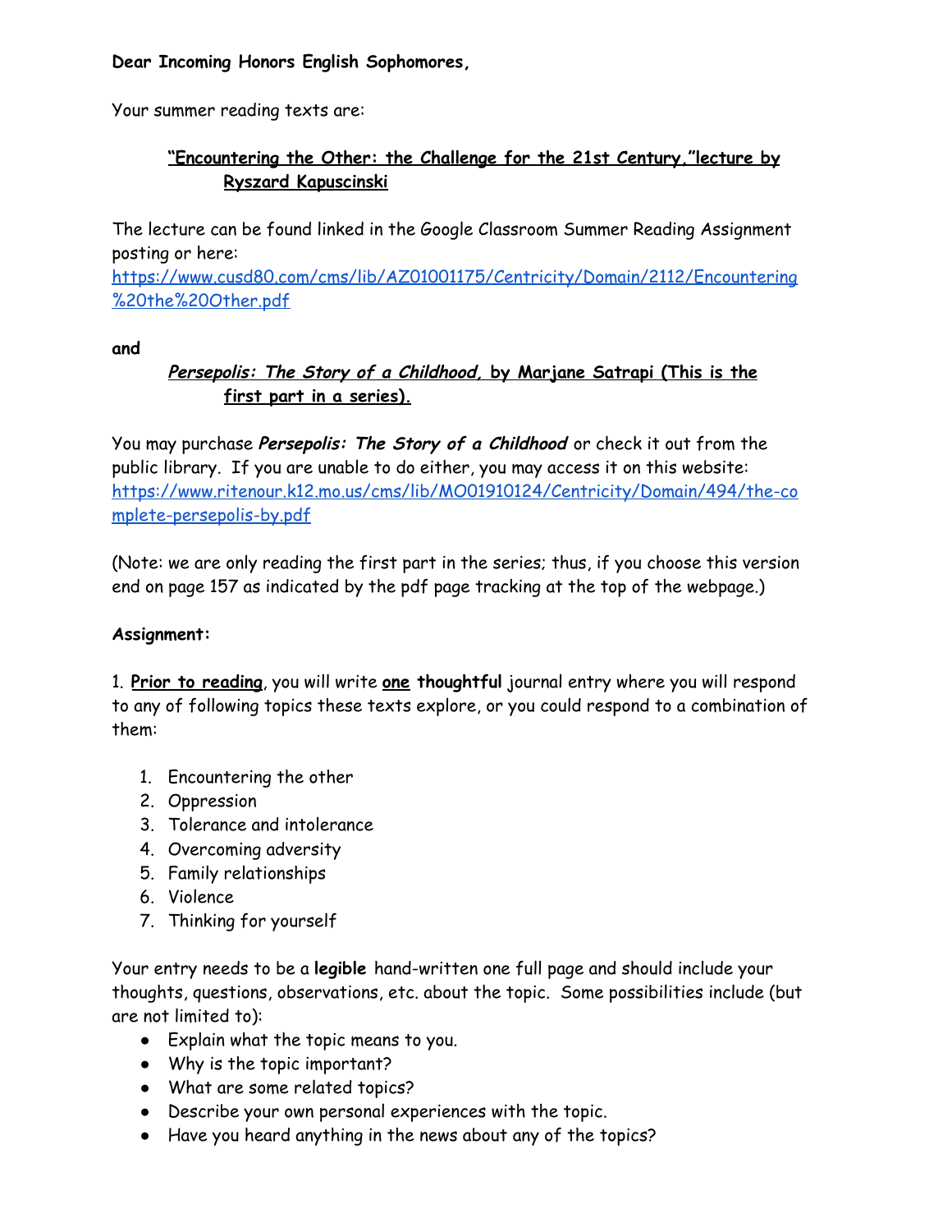**Dear Incoming Honors English Sophomores,**

Your summer reading texts are:

> **<u>"Encountering the Other: the Challenge for the 21st Century,"lecture by Ryszard Kapuscinski</u>**

The lecture can be found linked in the Google Classroom Summer Reading Assignment posting or here: https://www.cusd80.com/cms/lib/AZ01001175/Centricity/Domain/2112/Encountering%20the%20Other.pdf

**and**

> ***<u>Persepolis: The Story of a Childhood,</u>*** **<u>by Marjane Satrapi (This is the first part in a series).</u>**

You may purchase ***Persepolis: The Story of a Childhood*** or check it out from the public library. If you are unable to do either, you may access it on this website: https://www.ritenour.k12.mo.us/cms/lib/MO01910124/Centricity/Domain/494/the-complete-persepolis-by.pdf

(Note: we are only reading the first part in the series; thus, if you choose this version end on page 157 as indicated by the pdf page tracking at the top of the webpage.)

**Assignment:**

1. **<u>Prior to reading</u>**, you will write **<u>one</u> thoughtful** journal entry where you will respond to any of following topics these texts explore, or you could respond to a combination of them:

   1. Encountering the other
   2. Oppression
   3. Tolerance and intolerance
   4. Overcoming adversity
   5. Family relationships
   6. Violence
   7. Thinking for yourself

Your entry needs to be a **legible** hand-written one full page and should include your thoughts, questions, observations, etc. about the topic. Some possibilities include (but are not limited to):

- Explain what the topic means to you.
- Why is the topic important?
- What are some related topics?
- Describe your own personal experiences with the topic.
- Have you heard anything in the news about any of the topics?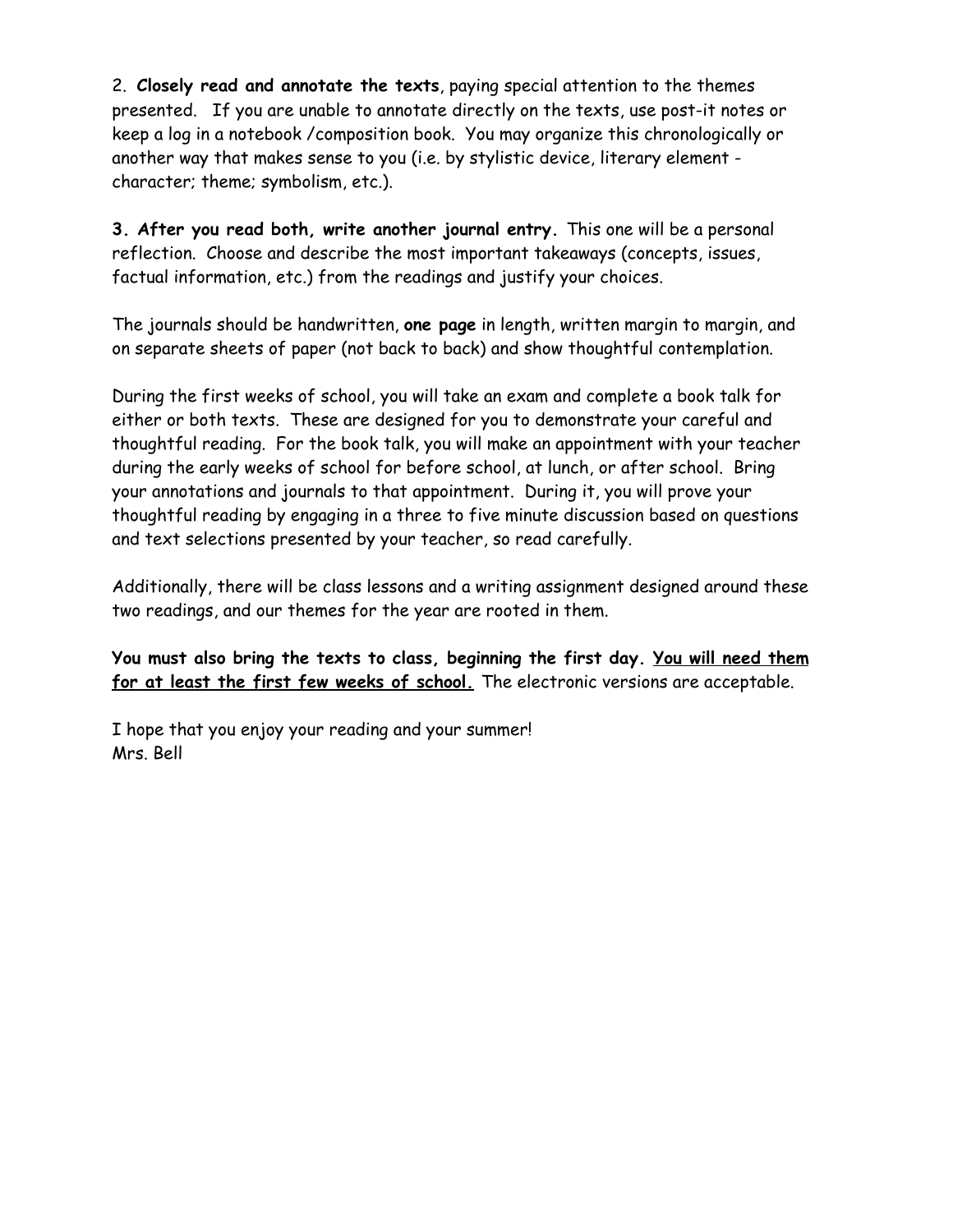2. **Closely read and annotate the texts**, paying special attention to the themes presented. If you are unable to annotate directly on the texts, use post-it notes or keep a log in a notebook /composition book. You may organize this chronologically or another way that makes sense to you (i.e. by stylistic device, literary element - character; theme; symbolism, etc.).

**3. After you read both, write another journal entry.** This one will be a personal reflection. Choose and describe the most important takeaways (concepts, issues, factual information, etc.) from the readings and justify your choices.

The journals should be handwritten, **one page** in length, written margin to margin, and on separate sheets of paper (not back to back) and show thoughtful contemplation.

During the first weeks of school, you will take an exam and complete a book talk for either or both texts. These are designed for you to demonstrate your careful and thoughtful reading. For the book talk, you will make an appointment with your teacher during the early weeks of school for before school, at lunch, or after school. Bring your annotations and journals to that appointment. During it, you will prove your thoughtful reading by engaging in a three to five minute discussion based on questions and text selections presented by your teacher, so read carefully.

Additionally, there will be class lessons and a writing assignment designed around these two readings, and our themes for the year are rooted in them.

**You must also bring the texts to class, beginning the first day. <u>You will need them for at least the first few weeks of school.</u>** The electronic versions are acceptable.

I hope that you enjoy your reading and your summer!
Mrs. Bell